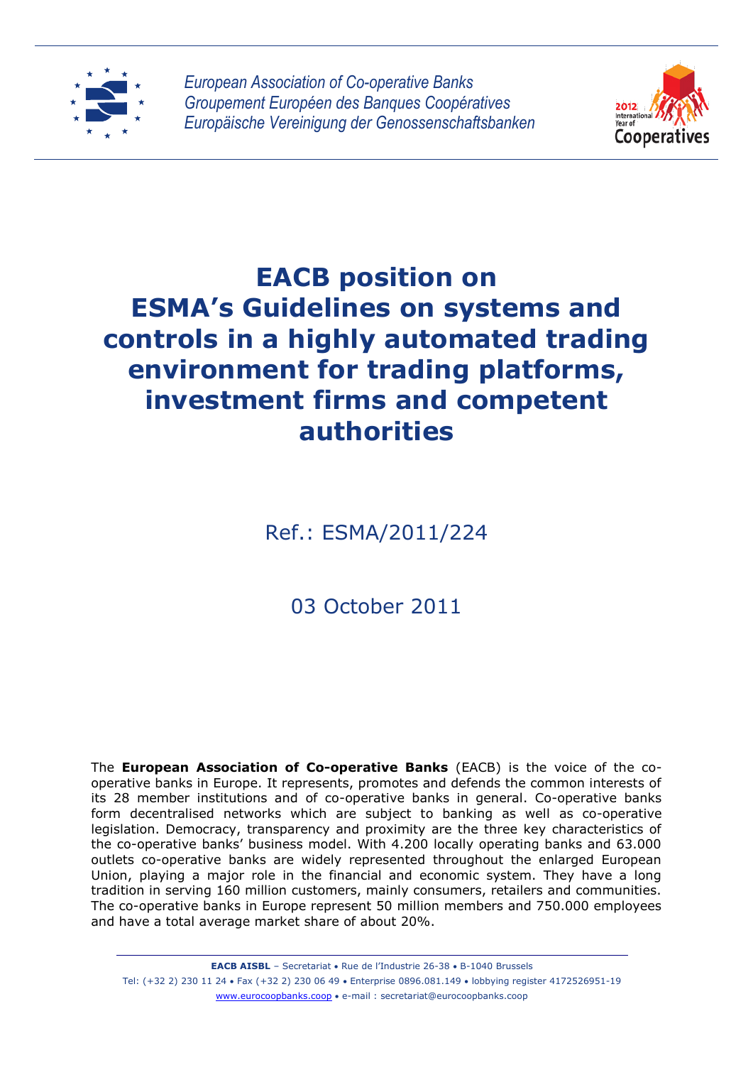*European Association of Co-operative Banks*
*Groupement Européen des Banques Coopératives*
*Europäische Vereinigung der Genossenschaftsbanken*

# EACB position on ESMA's Guidelines on systems and controls in a highly automated trading environment for trading platforms, investment firms and competent authorities

Ref.: ESMA/2011/224

03 October 2011

The **European Association of Co-operative Banks** (EACB) is the voice of the co-operative banks in Europe. It represents, promotes and defends the common interests of its 28 member institutions and of co-operative banks in general. Co-operative banks form decentralised networks which are subject to banking as well as co-operative legislation. Democracy, transparency and proximity are the three key characteristics of the co-operative banks' business model. With 4.200 locally operating banks and 63.000 outlets co-operative banks are widely represented throughout the enlarged European Union, playing a major role in the financial and economic system. They have a long tradition in serving 160 million customers, mainly consumers, retailers and communities. The co-operative banks in Europe represent 50 million members and 750.000 employees and have a total average market share of about 20%.

**EACB AISBL** – Secretariat • Rue de l'Industrie 26-38 • B-1040 Brussels
Tel: (+32 2) 230 11 24 • Fax (+32 2) 230 06 49 • Enterprise 0896.081.149 • lobbying register 4172526951-19
www.eurocoopbanks.coop • e-mail : secretariat@eurocoopbanks.coop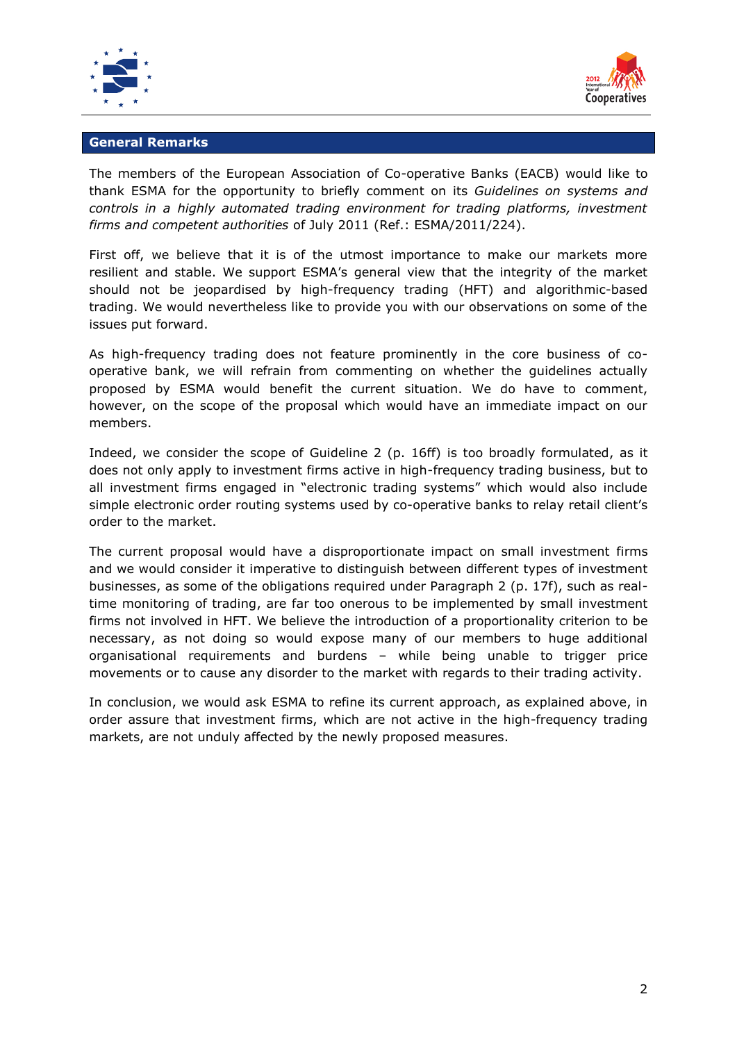## General Remarks

The members of the European Association of Co-operative Banks (EACB) would like to thank ESMA for the opportunity to briefly comment on its *Guidelines on systems and controls in a highly automated trading environment for trading platforms, investment firms and competent authorities* of July 2011 (Ref.: ESMA/2011/224).

First off, we believe that it is of the utmost importance to make our markets more resilient and stable. We support ESMA's general view that the integrity of the market should not be jeopardised by high-frequency trading (HFT) and algorithmic-based trading. We would nevertheless like to provide you with our observations on some of the issues put forward.

As high-frequency trading does not feature prominently in the core business of co-operative bank, we will refrain from commenting on whether the guidelines actually proposed by ESMA would benefit the current situation. We do have to comment, however, on the scope of the proposal which would have an immediate impact on our members.

Indeed, we consider the scope of Guideline 2 (p. 16ff) is too broadly formulated, as it does not only apply to investment firms active in high-frequency trading business, but to all investment firms engaged in "electronic trading systems" which would also include simple electronic order routing systems used by co-operative banks to relay retail client's order to the market.

The current proposal would have a disproportionate impact on small investment firms and we would consider it imperative to distinguish between different types of investment businesses, as some of the obligations required under Paragraph 2 (p. 17f), such as real-time monitoring of trading, are far too onerous to be implemented by small investment firms not involved in HFT. We believe the introduction of a proportionality criterion to be necessary, as not doing so would expose many of our members to huge additional organisational requirements and burdens – while being unable to trigger price movements or to cause any disorder to the market with regards to their trading activity.

In conclusion, we would ask ESMA to refine its current approach, as explained above, in order assure that investment firms, which are not active in the high-frequency trading markets, are not unduly affected by the newly proposed measures.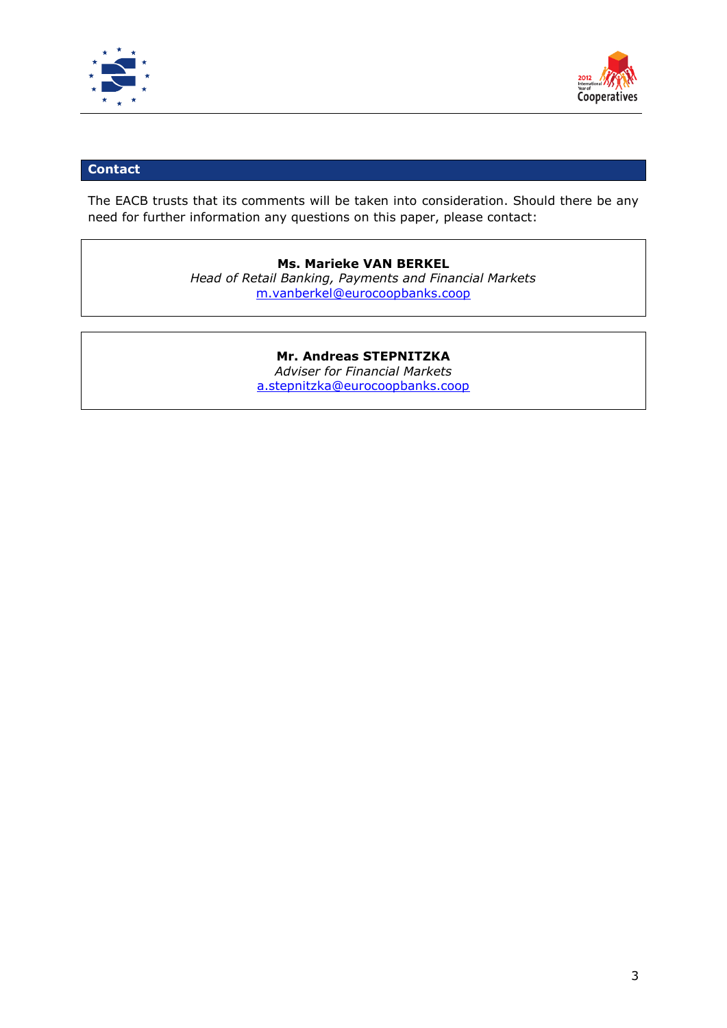## Contact

The EACB trusts that its comments will be taken into consideration. Should there be any need for further information any questions on this paper, please contact:

**Ms. Marieke VAN BERKEL**
*Head of Retail Banking, Payments and Financial Markets*
m.vanberkel@eurocoopbanks.coop

**Mr. Andreas STEPNITZKA**
*Adviser for Financial Markets*
a.stepnitzka@eurocoopbanks.coop